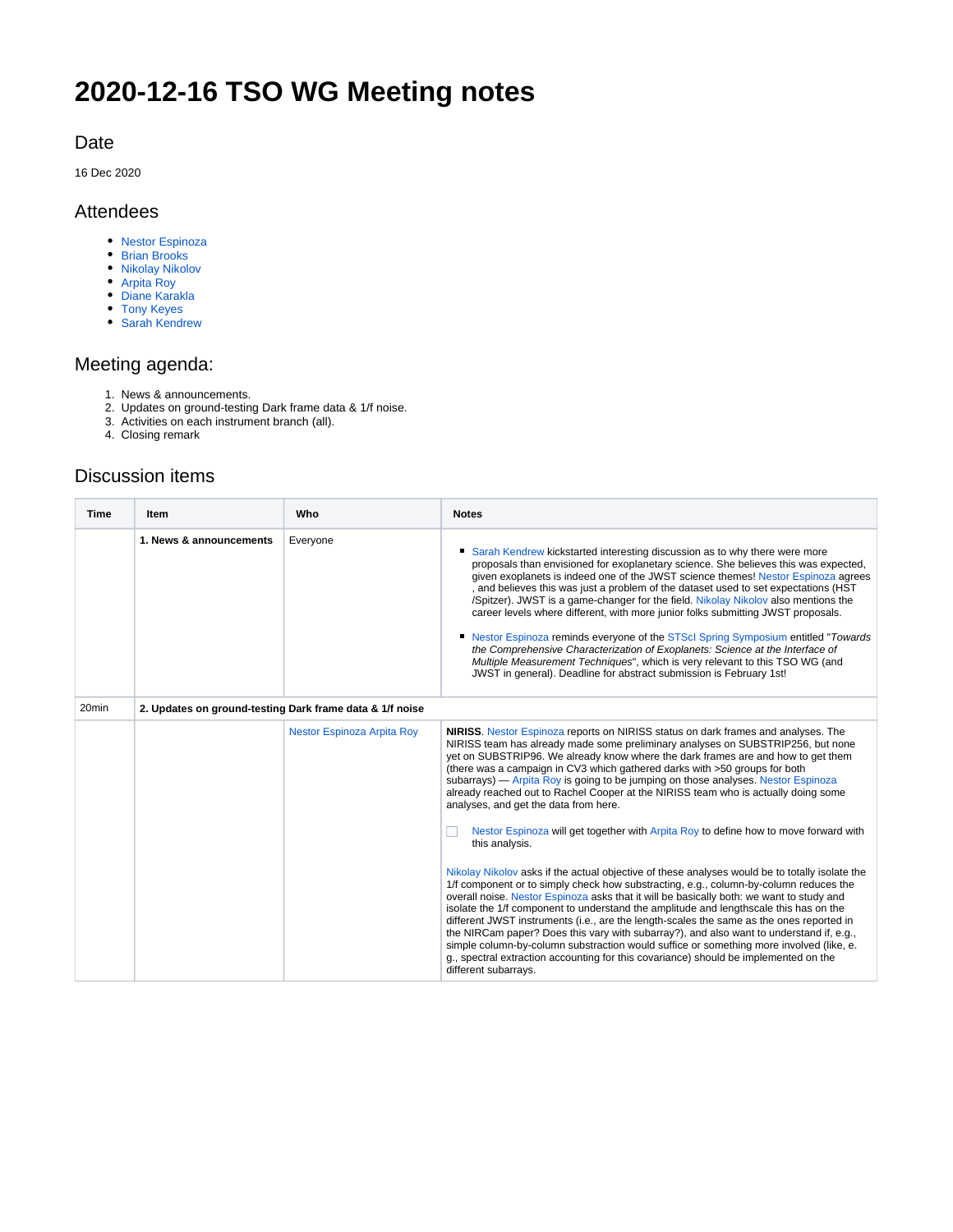# 2020-12-16 TSO WG Meeting notes

## Date

16 Dec 2020

## Attendees

- Nestor Espinoza
- Brian Brooks
- Nikolay Nikolov
- Arpita Roy
- Diane Karakla
- Tony Keyes
- Sarah Kendrew

## Meeting agenda:

1. News & announcements.
2. Updates on ground-testing Dark frame data & 1/f noise.
3. Activities on each instrument branch (all).
4. Closing remark

## Discussion items

| Time | Item | Who | Notes |
|---|---|---|---|
| | **1. News & announcements** | Everyone | <ul><li>Sarah Kendrew kickstarted interesting discussion as to why there were more proposals than envisioned for exoplanetary science. She believes this was expected, given exoplanets is indeed one of the JWST science themes! Nestor Espinoza agrees , and believes this was just a problem of the dataset used to set expectations (HST /Spitzer). JWST is a game-changer for the field. Nikolay Nikolov also mentions the career levels where different, with more junior folks submitting JWST proposals.</li><li>Nestor Espinoza reminds everyone of the STScI Spring Symposium entitled "*Towards the Comprehensive Characterization of Exoplanets: Science at the Interface of Multiple Measurement Techniques*", which is very relevant to this TSO WG (and JWST in general). Deadline for abstract submission is February 1st!</li></ul> |
| 20min | **2. Updates on ground-testing Dark frame data & 1/f noise** | | |
| | | Nestor Espinoza Arpita Roy | **NIRISS**. Nestor Espinoza reports on NIRISS status on dark frames and analyses. The NIRISS team has already made some preliminary analyses on SUBSTRIP256, but none yet on SUBSTRIP96. We already know where the dark frames are and how to get them (there was a campaign in CV3 which gathered darks with >50 groups for both subarrays) — Arpita Roy is going to be jumping on those analyses. Nestor Espinoza already reached out to Rachel Cooper at the NIRISS team who is actually doing some analyses, and get the data from here.<br><br>- [ ] Nestor Espinoza will get together with Arpita Roy to define how to move forward with this analysis.<br><br>Nikolay Nikolov asks if the actual objective of these analyses would be to totally isolate the 1/f component or to simply check how substracting, e.g., column-by-column reduces the overall noise. Nestor Espinoza asks that it will be basically both: we want to study and isolate the 1/f component to understand the amplitude and lengthscale this has on the different JWST instruments (i.e., are the length-scales the same as the ones reported in the NIRCam paper? Does this vary with subarray?), and also want to understand if, e.g., simple column-by-column substraction would suffice or something more involved (like, e. g., spectral extraction accounting for this covariance) should be implemented on the different subarrays. |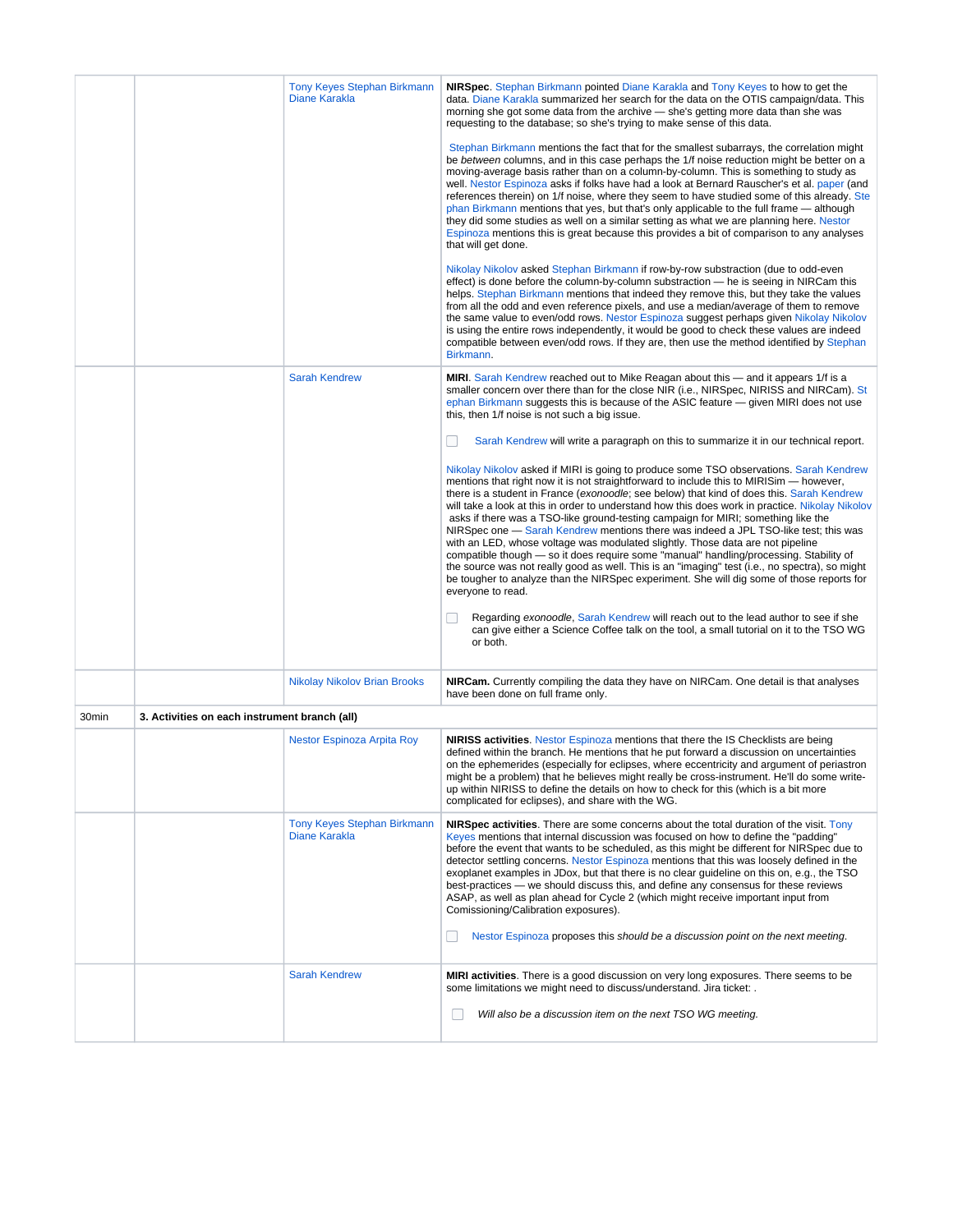| | | | |
|---|---|---|---|
| | | Tony Keyes Stephan Birkmann Diane Karakla | **NIRSpec**. Stephan Birkmann pointed Diane Karakla and Tony Keyes to how to get the data. Diane Karakla summarized her search for the data on the OTIS campaign/data. This morning she got some data from the archive — she's getting more data than she was requesting to the database; so she's trying to make sense of this data.<br><br>Stephan Birkmann mentions the fact that for the smallest subarrays, the correlation might be *between* columns, and in this case perhaps the 1/f noise reduction might be better on a moving-average basis rather than on a column-by-column. This is something to study as well. Nestor Espinoza asks if folks have had a look at Bernard Rauscher's et al. paper (and references therein) on 1/f noise, where they seem to have studied some of this already. Stephan Birkmann mentions that yes, but that's only applicable to the full frame — although they did some studies as well on a similar setting as what we are planning here. Nestor Espinoza mentions this is great because this provides a bit of comparison to any analyses that will get done.<br><br>Nikolay Nikolov asked Stephan Birkmann if row-by-row substraction (due to odd-even effect) is done before the column-by-column substraction — he is seeing in NIRCam this helps. Stephan Birkmann mentions that indeed they remove this, but they take the values from all the odd and even reference pixels, and use a median/average of them to remove the same value to even/odd rows. Nestor Espinoza suggest perhaps given Nikolay Nikolov is using the entire rows independently, it would be good to check these values are indeed compatible between even/odd rows. If they are, then use the method identified by Stephan Birkmann. |
| | | Sarah Kendrew | **MIRI**. Sarah Kendrew reached out to Mike Reagan about this — and it appears 1/f is a smaller concern over there than for the close NIR (i.e., NIRSpec, NIRISS and NIRCam). Stephan Birkmann suggests this is because of the ASIC feature — given MIRI does not use this, then 1/f noise is not such a big issue.<br><br>☐ Sarah Kendrew will write a paragraph on this to summarize it in our technical report.<br><br>Nikolay Nikolov asked if MIRI is going to produce some TSO observations. Sarah Kendrew mentions that right now it is not straightforward to include this to MIRISim — however, there is a student in France (*exonoodle*; see below) that kind of does this. Sarah Kendrew will take a look at this in order to understand how this does work in practice. Nikolay Nikolov asks if there was a TSO-like ground-testing campaign for MIRI; something like the NIRSpec one — Sarah Kendrew mentions there was indeed a JPL TSO-like test; this was with an LED, whose voltage was modulated slightly. Those data are not pipeline compatible though — so it does require some "manual" handling/processing. Stability of the source was not really good as well. This is an "imaging" test (i.e., no spectra), so might be tougher to analyze than the NIRSpec experiment. She will dig some of those reports for everyone to read.<br><br>☐ Regarding *exonoodle*, Sarah Kendrew will reach out to the lead author to see if she can give either a Science Coffee talk on the tool, a small tutorial on it to the TSO WG or both. |
| | | Nikolay Nikolov Brian Brooks | **NIRCam.** Currently compiling the data they have on NIRCam. One detail is that analyses have been done on full frame only. |
| 30min | **3. Activities on each instrument branch (all)** | | |
| | | Nestor Espinoza Arpita Roy | **NIRISS activities**. Nestor Espinoza mentions that there the IS Checklists are being defined within the branch. He mentions that he put forward a discussion on uncertainties on the ephemerides (especially for eclipses, where eccentricity and argument of periastron might be a problem) that he believes might really be cross-instrument. He'll do some write-up within NIRISS to define the details on how to check for this (which is a bit more complicated for eclipses), and share with the WG. |
| | | Tony Keyes Stephan Birkmann Diane Karakla | **NIRSpec activities**. There are some concerns about the total duration of the visit. Tony Keyes mentions that internal discussion was focused on how to define the "padding" before the event that wants to be scheduled, as this might be different for NIRSpec due to detector settling concerns. Nestor Espinoza mentions that this was loosely defined in the exoplanet examples in JDox, but that there is no clear guideline on this on, e.g., the TSO best-practices — we should discuss this, and define any consensus for these reviews ASAP, as well as plan ahead for Cycle 2 (which might receive important input from Comissioning/Calibration exposures).<br><br>☐ Nestor Espinoza proposes this *should be a discussion point on the next meeting*. |
| | | Sarah Kendrew | **MIRI activities**. There is a good discussion on very long exposures. There seems to be some limitations we might need to discuss/understand. Jira ticket: .<br><br>☐ *Will also be a discussion item on the next TSO WG meeting.* |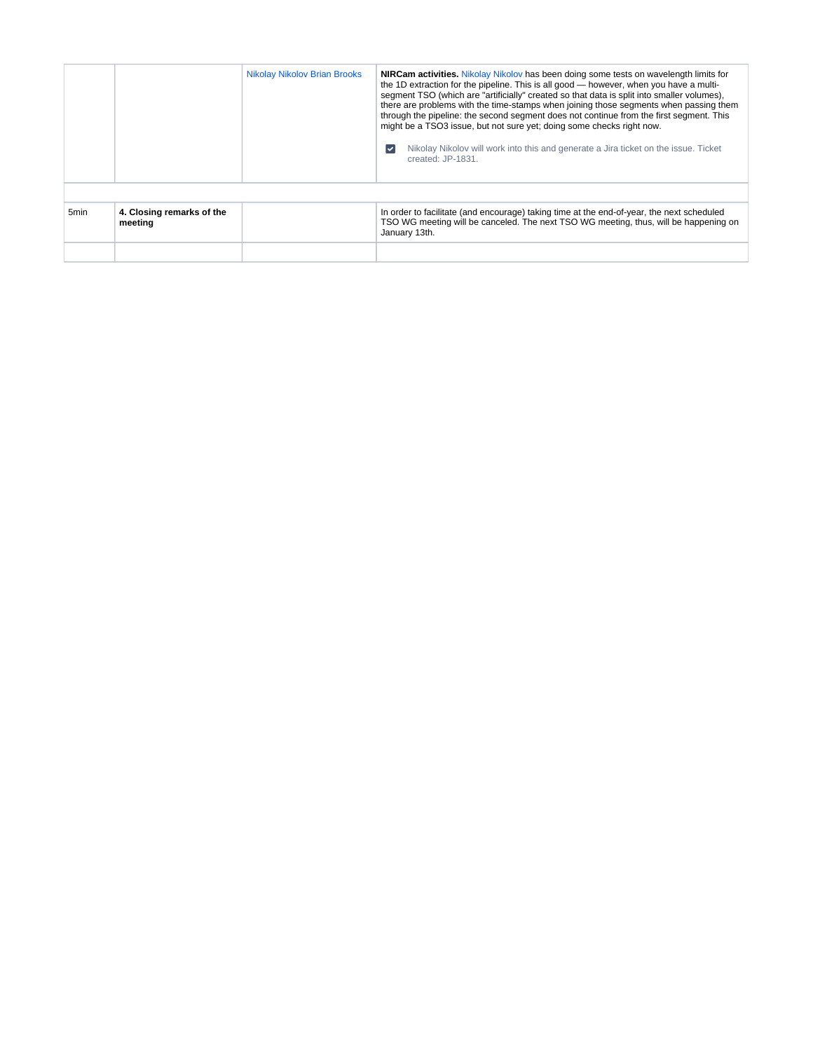| | | | |
|---|---|---|---|
| | | Nikolay Nikolov Brian Brooks | **NIRCam activities.** Nikolay Nikolov has been doing some tests on wavelength limits for the 1D extraction for the pipeline. This is all good — however, when you have a multi-segment TSO (which are "artificially" created so that data is split into smaller volumes), there are problems with the time-stamps when joining those segments when passing them through the pipeline: the second segment does not continue from the first segment. This might be a TSO3 issue, but not sure yet; doing some checks right now.<br><br>- [x] Nikolay Nikolov will work into this and generate a Jira ticket on the issue. Ticket created: JP-1831. |
| | | | |
| 5min | **4. Closing remarks of the meeting** | | In order to facilitate (and encourage) taking time at the end-of-year, the next scheduled TSO WG meeting will be canceled. The next TSO WG meeting, thus, will be happening on January 13th. |
| | | | |